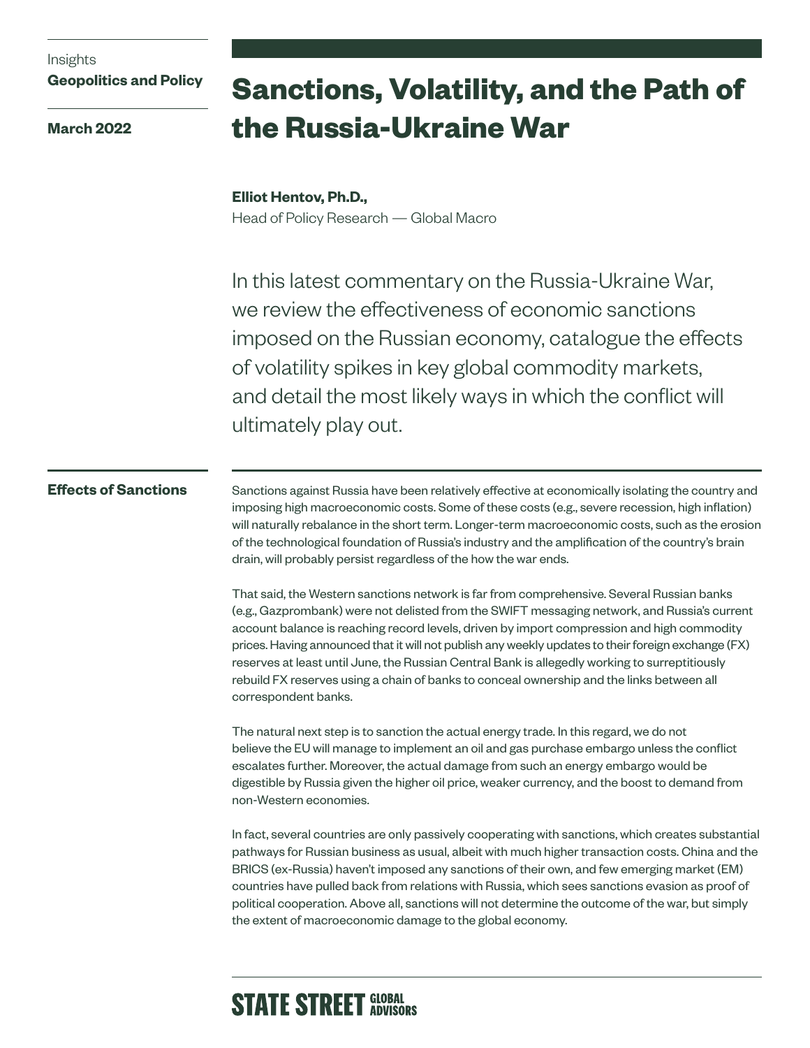Insights
**Geopolitics and Policy**

**March 2022**

# Sanctions, Volatility, and the Path of the Russia-Ukraine War

**Elliot Hentov, Ph.D.,**
Head of Policy Research — Global Macro

In this latest commentary on the Russia-Ukraine War, we review the effectiveness of economic sanctions imposed on the Russian economy, catalogue the effects of volatility spikes in key global commodity markets, and detail the most likely ways in which the conflict will ultimately play out.

## Effects of Sanctions

Sanctions against Russia have been relatively effective at economically isolating the country and imposing high macroeconomic costs. Some of these costs (e.g., severe recession, high inflation) will naturally rebalance in the short term. Longer-term macroeconomic costs, such as the erosion of the technological foundation of Russia's industry and the amplification of the country's brain drain, will probably persist regardless of the how the war ends.

That said, the Western sanctions network is far from comprehensive. Several Russian banks (e.g., Gazprombank) were not delisted from the SWIFT messaging network, and Russia's current account balance is reaching record levels, driven by import compression and high commodity prices. Having announced that it will not publish any weekly updates to their foreign exchange (FX) reserves at least until June, the Russian Central Bank is allegedly working to surreptitiously rebuild FX reserves using a chain of banks to conceal ownership and the links between all correspondent banks.

The natural next step is to sanction the actual energy trade. In this regard, we do not believe the EU will manage to implement an oil and gas purchase embargo unless the conflict escalates further. Moreover, the actual damage from such an energy embargo would be digestible by Russia given the higher oil price, weaker currency, and the boost to demand from non-Western economies.

In fact, several countries are only passively cooperating with sanctions, which creates substantial pathways for Russian business as usual, albeit with much higher transaction costs. China and the BRICS (ex-Russia) haven't imposed any sanctions of their own, and few emerging market (EM) countries have pulled back from relations with Russia, which sees sanctions evasion as proof of political cooperation. Above all, sanctions will not determine the outcome of the war, but simply the extent of macroeconomic damage to the global economy.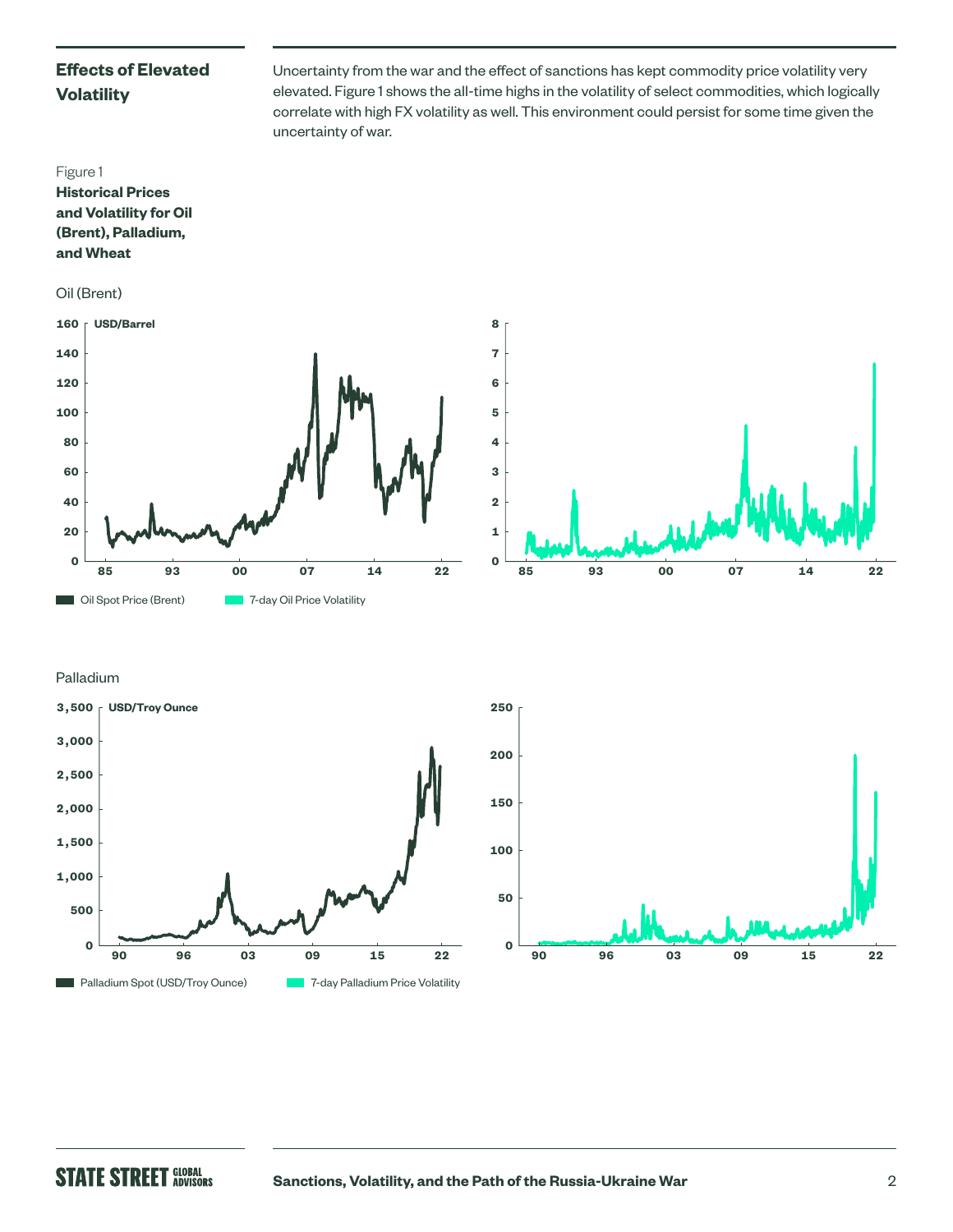## Effects of Elevated Volatility

Uncertainty from the war and the effect of sanctions has kept commodity price volatility very elevated. Figure 1 shows the all-time highs in the volatility of select commodities, which logically correlate with high FX volatility as well. This environment could persist for some time given the uncertainty of war.

Figure 1
**Historical Prices and Volatility for Oil (Brent), Palladium, and Wheat**

Oil (Brent)

Oil Spot Price (Brent) — 7-day Oil Price Volatility

Palladium

Palladium Spot (USD/Troy Ounce) — 7-day Palladium Price Volatility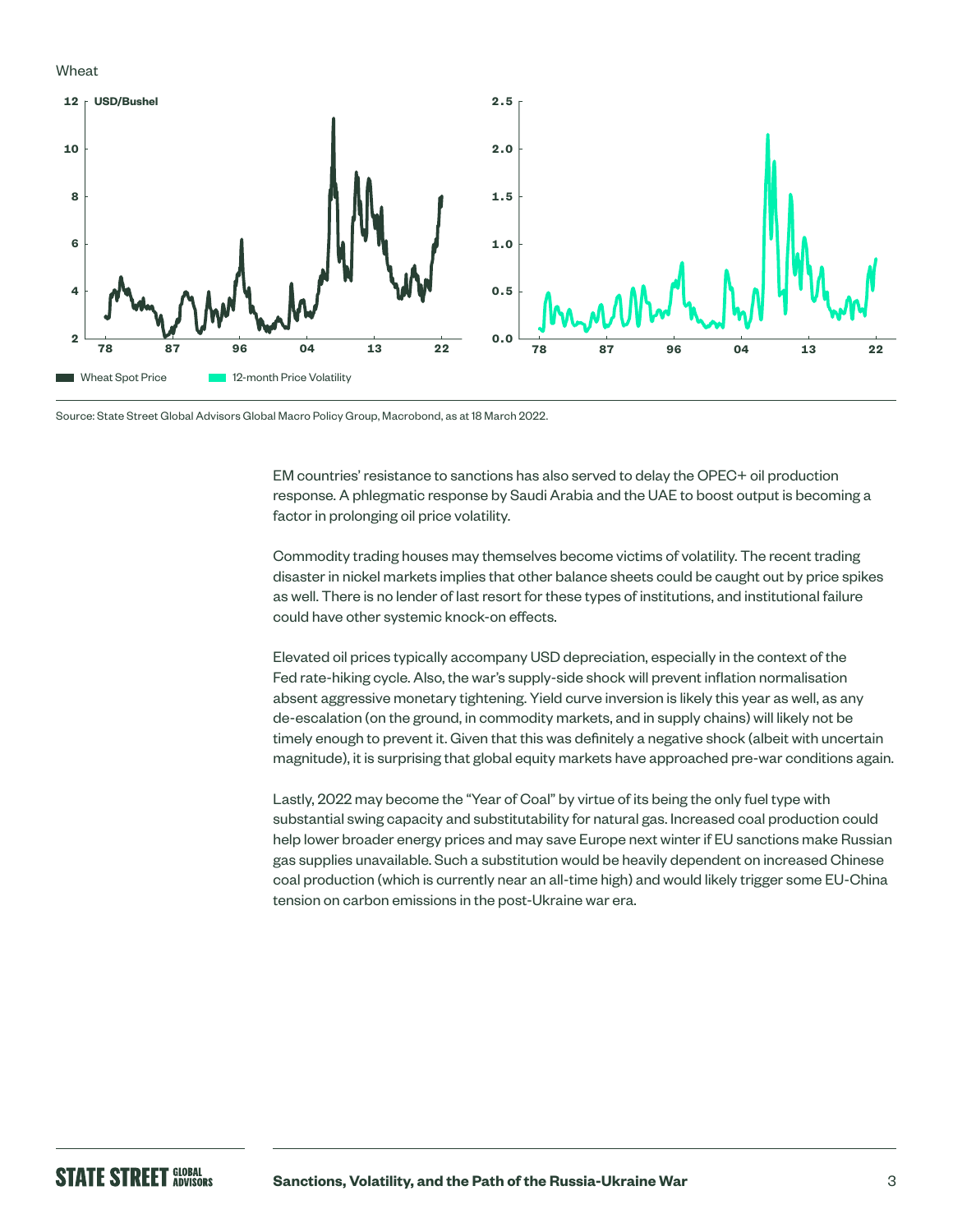Wheat

Wheat Spot Price | 12-month Price Volatility

Source: State Street Global Advisors Global Macro Policy Group, Macrobond, as at 18 March 2022.

EM countries' resistance to sanctions has also served to delay the OPEC+ oil production response. A phlegmatic response by Saudi Arabia and the UAE to boost output is becoming a factor in prolonging oil price volatility.

Commodity trading houses may themselves become victims of volatility. The recent trading disaster in nickel markets implies that other balance sheets could be caught out by price spikes as well. There is no lender of last resort for these types of institutions, and institutional failure could have other systemic knock-on effects.

Elevated oil prices typically accompany USD depreciation, especially in the context of the Fed rate-hiking cycle. Also, the war's supply-side shock will prevent inflation normalisation absent aggressive monetary tightening. Yield curve inversion is likely this year as well, as any de-escalation (on the ground, in commodity markets, and in supply chains) will likely not be timely enough to prevent it. Given that this was definitely a negative shock (albeit with uncertain magnitude), it is surprising that global equity markets have approached pre-war conditions again.

Lastly, 2022 may become the "Year of Coal" by virtue of its being the only fuel type with substantial swing capacity and substitutability for natural gas. Increased coal production could help lower broader energy prices and may save Europe next winter if EU sanctions make Russian gas supplies unavailable. Such a substitution would be heavily dependent on increased Chinese coal production (which is currently near an all-time high) and would likely trigger some EU-China tension on carbon emissions in the post-Ukraine war era.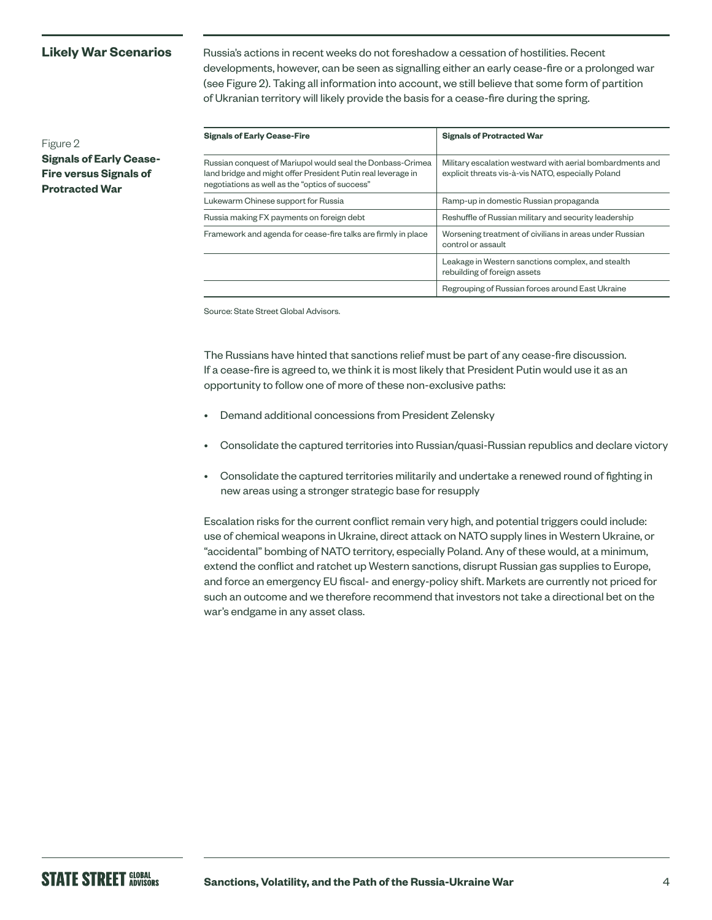## Likely War Scenarios

Russia's actions in recent weeks do not foreshadow a cessation of hostilities. Recent developments, however, can be seen as signalling either an early cease-fire or a prolonged war (see Figure 2). Taking all information into account, we still believe that some form of partition of Ukranian territory will likely provide the basis for a cease-fire during the spring.

Figure 2
**Signals of Early Cease-Fire versus Signals of Protracted War**

| Signals of Early Cease-Fire | Signals of Protracted War |
|---|---|
| Russian conquest of Mariupol would seal the Donbass-Crimea land bridge and might offer President Putin real leverage in negotiations as well as the "optics of success" | Military escalation westward with aerial bombardments and explicit threats vis-à-vis NATO, especially Poland |
| Lukewarm Chinese support for Russia | Ramp-up in domestic Russian propaganda |
| Russia making FX payments on foreign debt | Reshuffle of Russian military and security leadership |
| Framework and agenda for cease-fire talks are firmly in place | Worsening treatment of civilians in areas under Russian control or assault |
| | Leakage in Western sanctions complex, and stealth rebuilding of foreign assets |
| | Regrouping of Russian forces around East Ukraine |

Source: State Street Global Advisors.

The Russians have hinted that sanctions relief must be part of any cease-fire discussion. If a cease-fire is agreed to, we think it is most likely that President Putin would use it as an opportunity to follow one of more of these non-exclusive paths:

- Demand additional concessions from President Zelensky
- Consolidate the captured territories into Russian/quasi-Russian republics and declare victory
- Consolidate the captured territories militarily and undertake a renewed round of fighting in new areas using a stronger strategic base for resupply

Escalation risks for the current conflict remain very high, and potential triggers could include: use of chemical weapons in Ukraine, direct attack on NATO supply lines in Western Ukraine, or "accidental" bombing of NATO territory, especially Poland. Any of these would, at a minimum, extend the conflict and ratchet up Western sanctions, disrupt Russian gas supplies to Europe, and force an emergency EU fiscal- and energy-policy shift. Markets are currently not priced for such an outcome and we therefore recommend that investors not take a directional bet on the war's endgame in any asset class.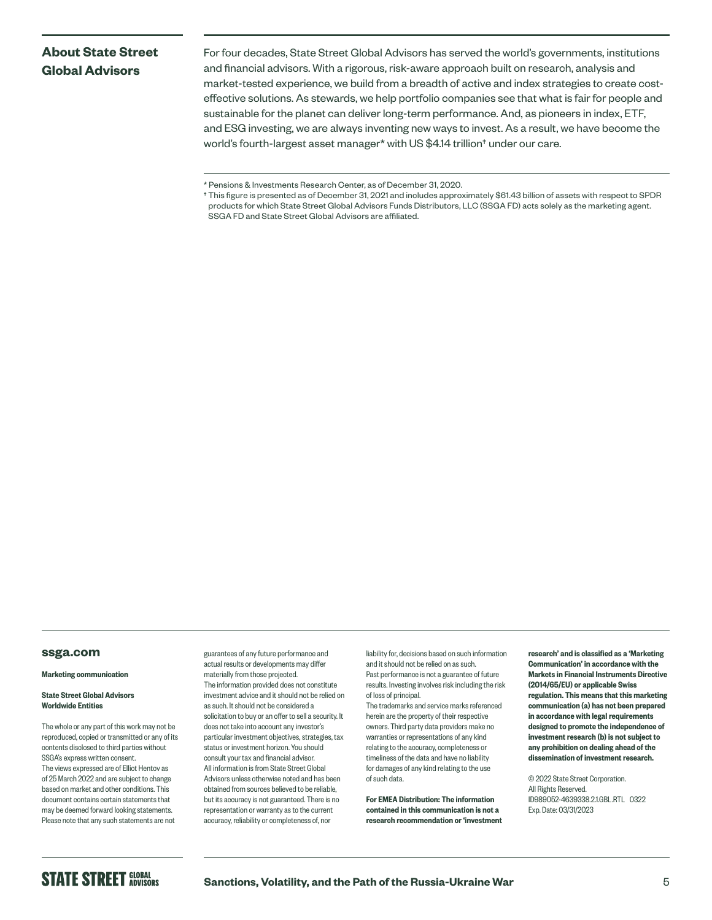## About State Street Global Advisors

For four decades, State Street Global Advisors has served the world's governments, institutions and financial advisors. With a rigorous, risk-aware approach built on research, analysis and market-tested experience, we build from a breadth of active and index strategies to create cost-effective solutions. As stewards, we help portfolio companies see that what is fair for people and sustainable for the planet can deliver long-term performance. And, as pioneers in index, ETF, and ESG investing, we are always inventing new ways to invest. As a result, we have become the world's fourth-largest asset manager* with US $4.14 trillion† under our care.

* Pensions & Investments Research Center, as of December 31, 2020.

† This figure is presented as of December 31, 2021 and includes approximately $61.43 billion of assets with respect to SPDR products for which State Street Global Advisors Funds Distributors, LLC (SSGA FD) acts solely as the marketing agent. SSGA FD and State Street Global Advisors are affiliated.

**ssga.com**

**Marketing communication**

**State Street Global Advisors Worldwide Entities**

The whole or any part of this work may not be reproduced, copied or transmitted or any of its contents disclosed to third parties without SSGA's express written consent.

The views expressed are of Elliot Hentov as of 25 March 2022 and are subject to change based on market and other conditions. This document contains certain statements that may be deemed forward looking statements. Please note that any such statements are not guarantees of any future performance and actual results or developments may differ materially from those projected.

The information provided does not constitute investment advice and it should not be relied on as such. It should not be considered a solicitation to buy or an offer to sell a security. It does not take into account any investor's particular investment objectives, strategies, tax status or investment horizon. You should consult your tax and financial advisor.

All information is from State Street Global Advisors unless otherwise noted and has been obtained from sources believed to be reliable, but its accuracy is not guaranteed. There is no representation or warranty as to the current accuracy, reliability or completeness of, nor liability for, decisions based on such information and it should not be relied on as such.

Past performance is not a guarantee of future results. Investing involves risk including the risk of loss of principal.

The trademarks and service marks referenced herein are the property of their respective owners. Third party data providers make no warranties or representations of any kind relating to the accuracy, completeness or timeliness of the data and have no liability for damages of any kind relating to the use of such data.

**For EMEA Distribution: The information contained in this communication is not a research recommendation or 'investment research' and is classified as a 'Marketing Communication' in accordance with the Markets in Financial Instruments Directive (2014/65/EU) or applicable Swiss regulation. This means that this marketing communication (a) has not been prepared in accordance with legal requirements designed to promote the independence of investment research (b) is not subject to any prohibition on dealing ahead of the dissemination of investment research.**

© 2022 State Street Corporation.
All Rights Reserved.
ID989052-4639338.2.1.GBL.RTL 0322
Exp. Date: 03/31/2023